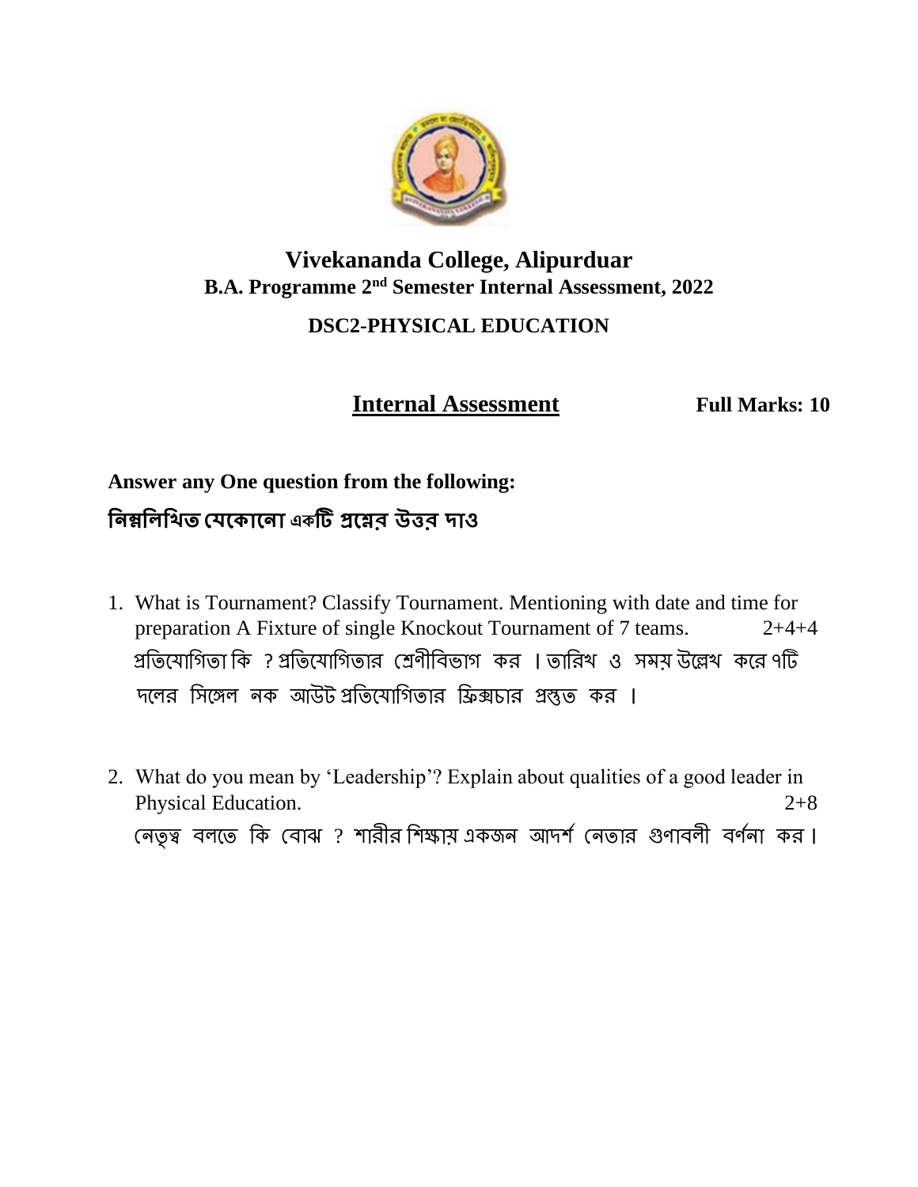# Vivekananda College, Alipurduar

## B.A. Programme 2nd Semester Internal Assessment, 2022

### DSC2-PHYSICAL EDUCATION

**Internal Assessment** **Full Marks: 10**

**Answer any One question from the following:**

**নিম্নলিখিত যেকোনো একটি প্রশ্নের উত্তর দাও**

1. What is Tournament? Classify Tournament. Mentioning with date and time for preparation A Fixture of single Knockout Tournament of 7 teams. 2+4+4

   প্রতিযোগিতা কি ? প্রতিযোগিতার শ্রেণীবিভাগ কর । তারিখ ও সময় উল্লেখ করে ৭টি দলের সিঙ্গেল নক আউট প্রতিযোগিতার ফিক্সচার প্রস্তুত কর ।

2. What do you mean by 'Leadership'? Explain about qualities of a good leader in Physical Education. 2+8

   নেতৃত্ব বলতে কি বোঝ ? শারীর শিক্ষায় একজন আদর্শ নেতার গুণাবলী বর্ণনা কর ।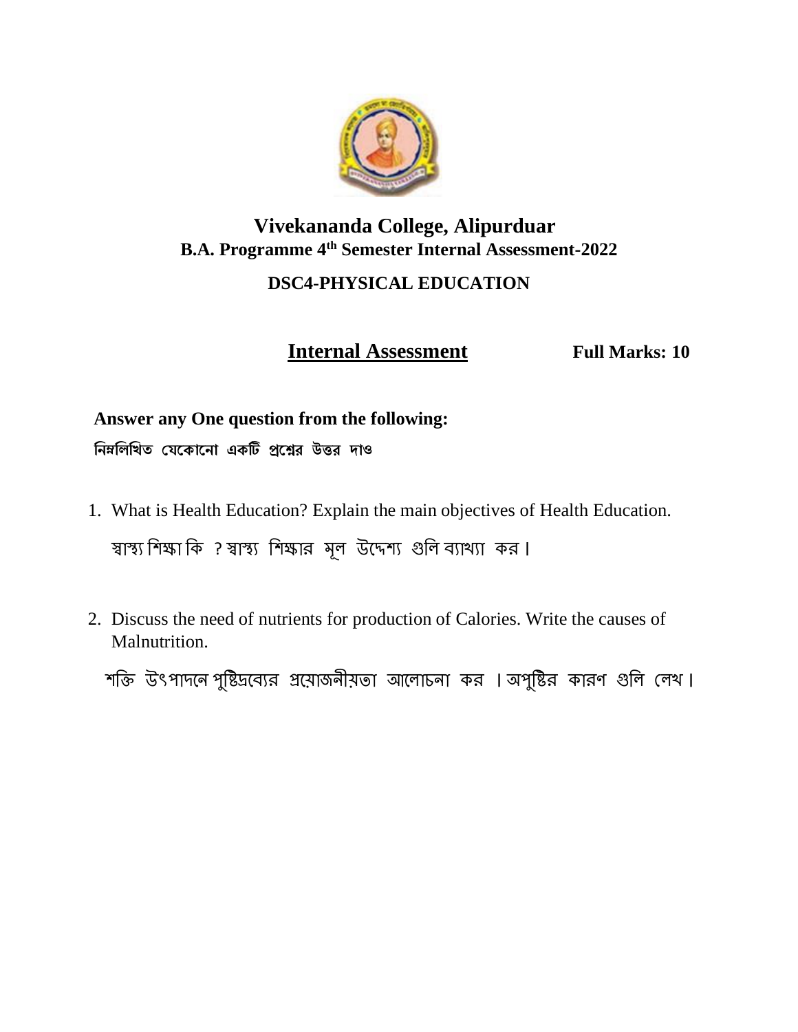# Vivekananda College, Alipurduar

## B.A. Programme 4th Semester Internal Assessment-2022

### DSC4-PHYSICAL EDUCATION

**Internal Assessment** **Full Marks: 10**

**Answer any One question from the following:**

**নিম্নলিখিত যেকোনো একটি প্রশ্নের উত্তর দাও**

1. What is Health Education? Explain the main objectives of Health Education.

   স্বাস্থ্য শিক্ষা কি ? স্বাস্থ্য শিক্ষার মূল উদ্দেশ্য গুলি ব্যাখ্যা কর।

2. Discuss the need of nutrients for production of Calories. Write the causes of Malnutrition.

   শক্তি উৎপাদনে পুষ্টিদ্রব্যের প্রয়োজনীয়তা আলোচনা কর । অপুষ্টির কারণ গুলি লেখ।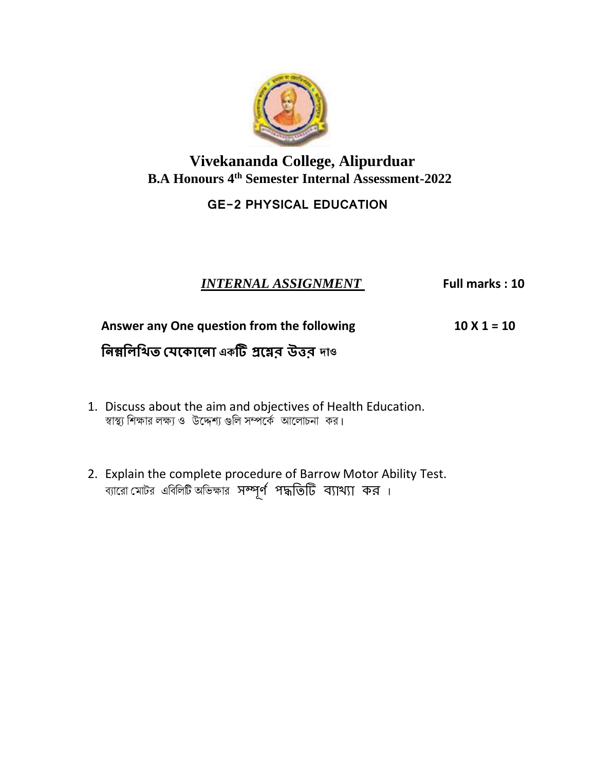# Vivekananda College, Alipurduar

## B.A Honours 4th Semester Internal Assessment-2022

### GE-2 PHYSICAL EDUCATION

***INTERNAL ASSIGNMENT*** **Full marks : 10**

**Answer any One question from the following** **10 X 1 = 10**

**নিম্নলিখিত যেকোনো একটি প্রশ্নের উত্তর দাও**

1. Discuss about the aim and objectives of Health Education.
   স্বাস্থ্য শিক্ষার লক্ষ্য ও উদ্দেশ্য গুলি সম্পর্কে আলোচনা কর।

2. Explain the complete procedure of Barrow Motor Ability Test.
   ব্যারো মোটর এবিলিটি অভিক্ষার সম্পূর্ণ পদ্ধতিটি ব্যাখ্যা কর ।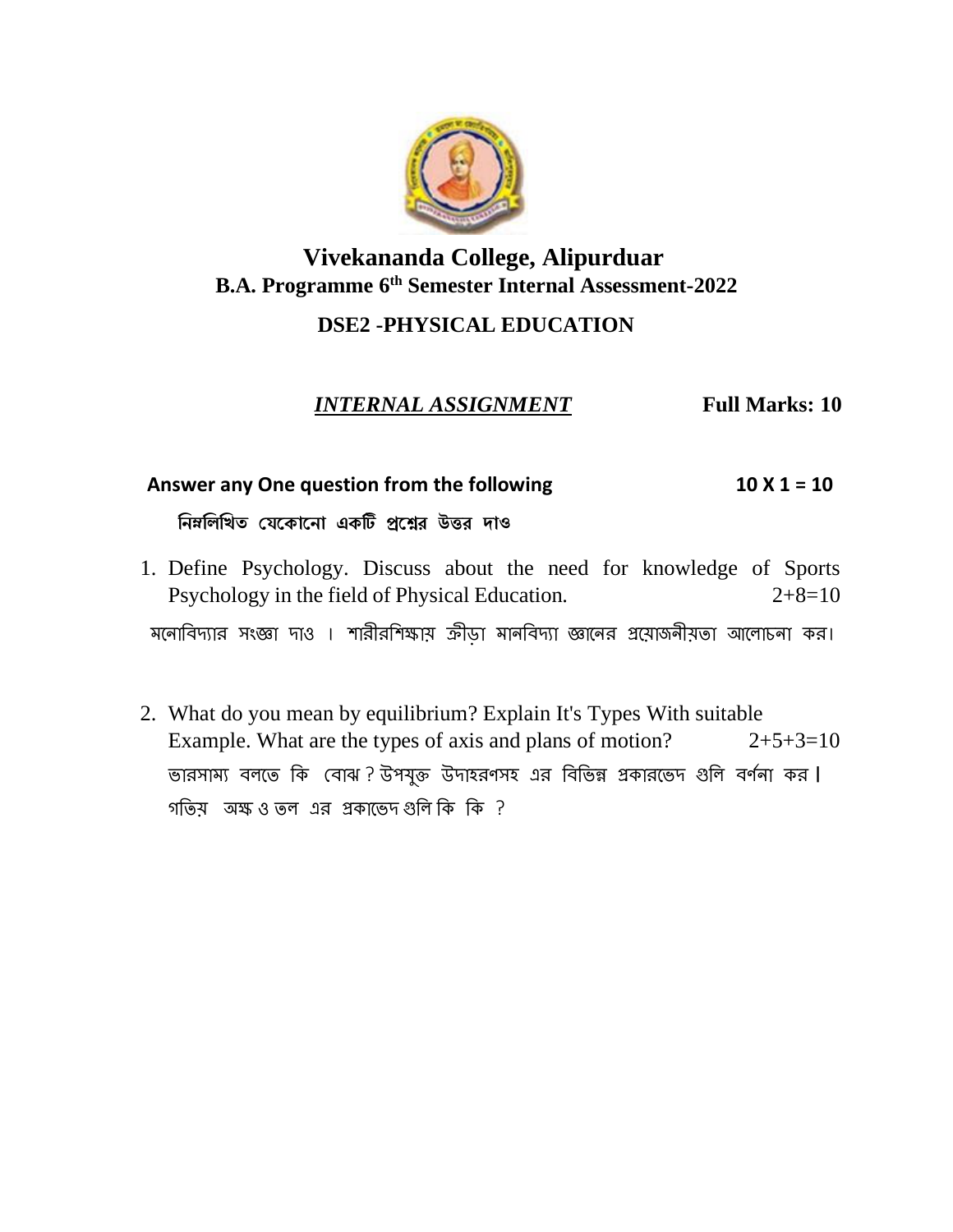# Vivekananda College, Alipurduar

## B.A. Programme 6th Semester Internal Assessment-2022

### DSE2 -PHYSICAL EDUCATION

***INTERNAL ASSIGNMENT*** **Full Marks: 10**

**Answer any One question from the following** **10 X 1 = 10**

**নিম্নলিখিত যেকোনো একটি প্রশ্নের উত্তর দাও**

1. Define Psychology. Discuss about the need for knowledge of Sports Psychology in the field of Physical Education. 2+8=10

   মনোবিদ্যার সংজ্ঞা দাও । শারীরশিক্ষায় ক্রীড়া মানবিদ্যা জ্ঞানের প্রয়োজনীয়তা আলোচনা কর।

2. What do you mean by equilibrium? Explain It's Types With suitable Example. What are the types of axis and plans of motion? 2+5+3=10

   ভারসাম্য বলতে কি বোঝ ? উপযুক্ত উদাহরণসহ এর বিভিন্ন প্রকারভেদ গুলি বর্ণনা কর। গতিয় অক্ষ ও তল এর প্রকাভেদ গুলি কি কি ?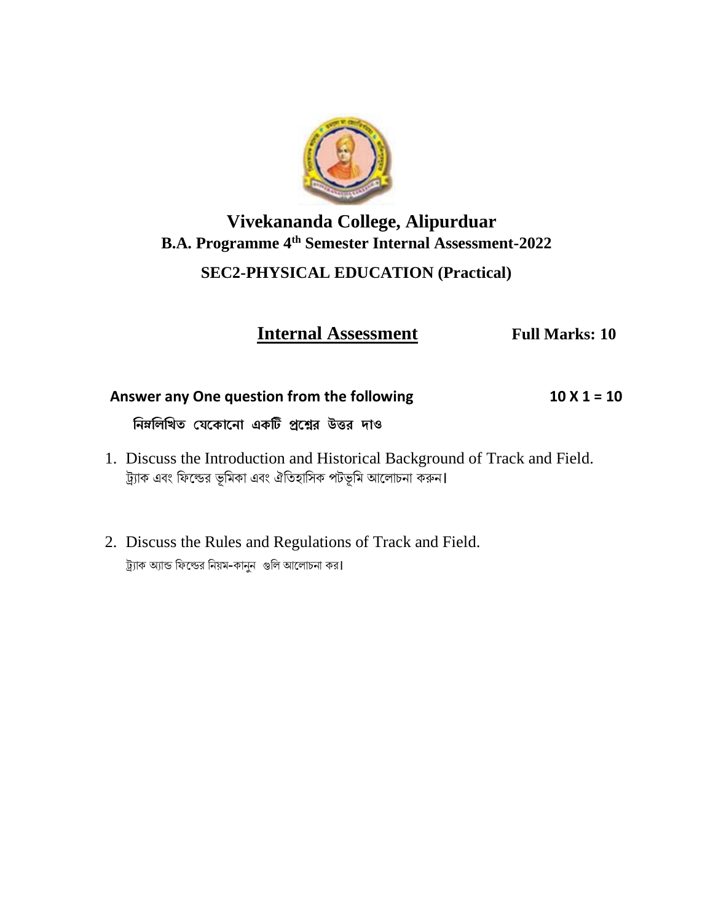# Vivekananda College, Alipurduar

## B.A. Programme 4th Semester Internal Assessment-2022

### SEC2-PHYSICAL EDUCATION (Practical)

**<u>Internal Assessment</u>** **Full Marks: 10**

**Answer any One question from the following** **10 X 1 = 10**

**নিম্নলিখিত যেকোনো একটি প্রশ্নের উত্তর দাও**

1. Discuss the Introduction and Historical Background of Track and Field.
   ট্র্যাক এবং ফিল্ডের ভূমিকা এবং ঐতিহাসিক পটভূমি আলোচনা করুন।

2. Discuss the Rules and Regulations of Track and Field.
   ট্র্যাক অ্যান্ড ফিল্ডের নিয়ম-কানুন গুলি আলোচনা কর।